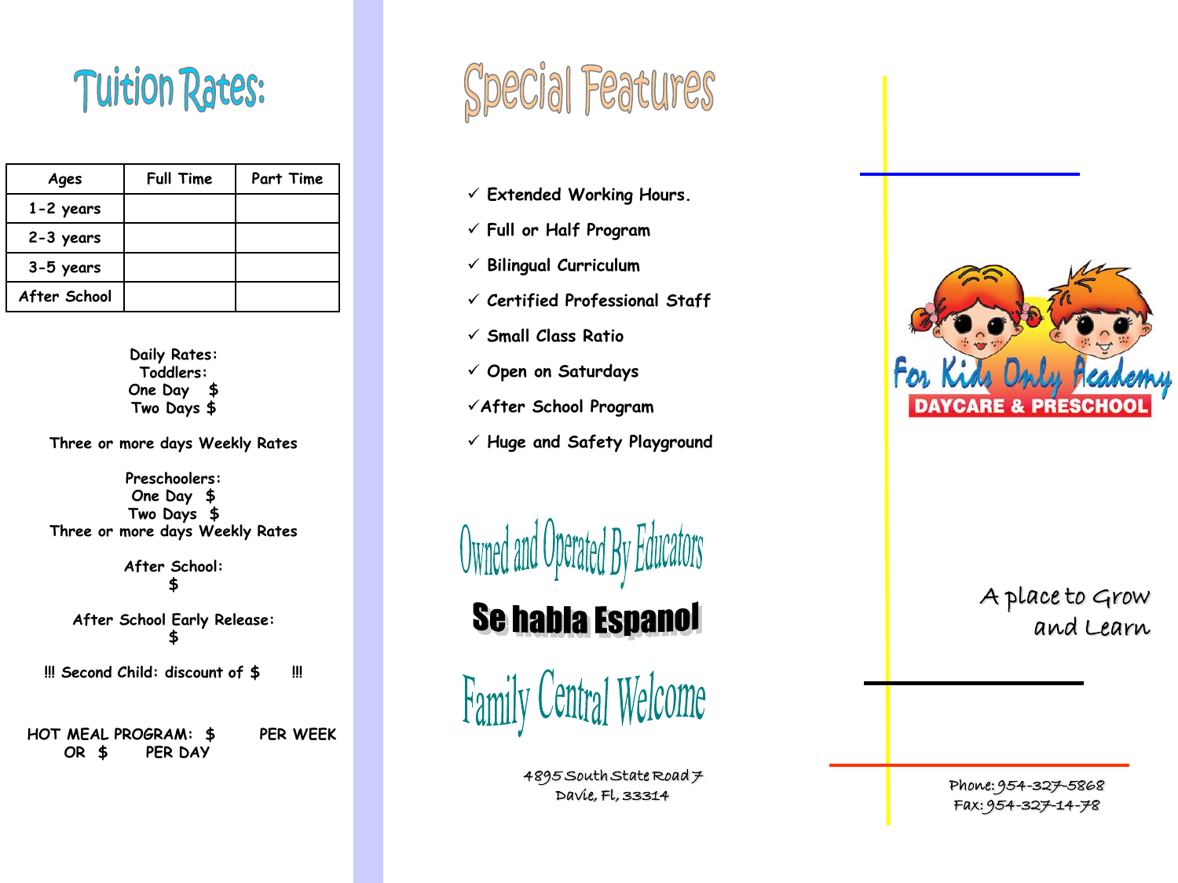# Tuition Rates:

| Ages | Full Time | Part Time |
| --- | --- | --- |
| 1-2 years | | |
| 2-3 years | | |
| 3-5 years | | |
| After School | | |

Daily Rates:
Toddlers:
One Day $
Two Days $

Three or more days Weekly Rates

Preschoolers:
One Day $
Two Days $
Three or more days Weekly Rates

After School:
$

After School Early Release:
$

!!! Second Child: discount of $ !!!

HOT MEAL PROGRAM: $ PER WEEK
OR $ PER DAY

# Special Features

- ✓ Extended Working Hours.
- ✓ Full or Half Program
- ✓ Bilingual Curriculum
- ✓ Certified Professional Staff
- ✓ Small Class Ratio
- ✓ Open on Saturdays
- ✓ After School Program
- ✓ Huge and Safety Playground

## Owned and Operated By Educators

## Se habla Espanol

## Family Central Welcome

4895 South State Road 7
Davie, Fl, 33314

# For Kids Only Academy

**DAYCARE & PRESCHOOL**

A place to Grow
and Learn

Phone: 954-327-5868
Fax: 954-327-14-78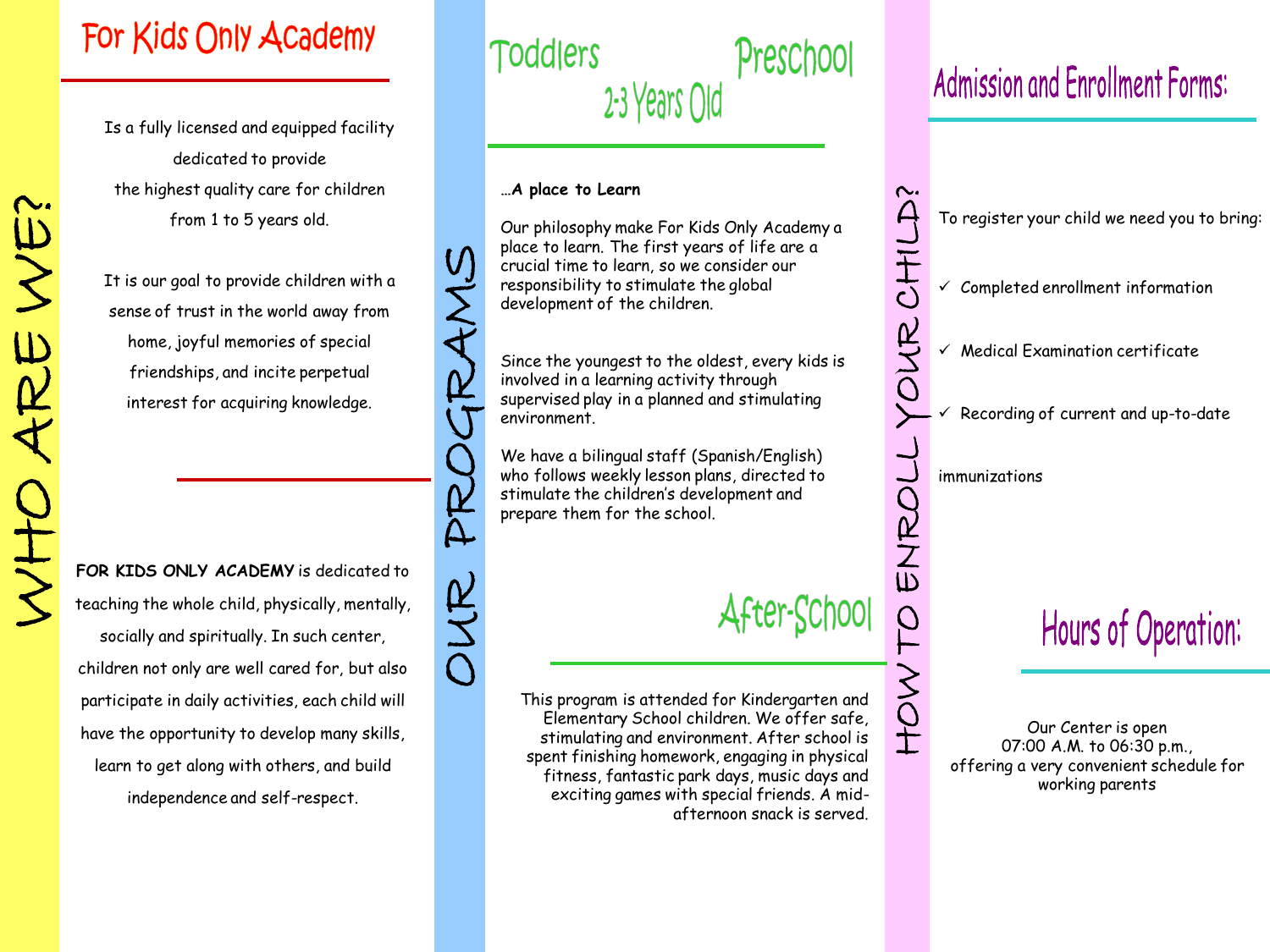# WHO ARE WE?

## For Kids Only Academy

Is a fully licensed and equipped facility dedicated to provide the highest quality care for children from 1 to 5 years old.

It is our goal to provide children with a sense of trust in the world away from home, joyful memories of special friendships, and incite perpetual interest for acquiring knowledge.

**FOR KIDS ONLY ACADEMY** is dedicated to teaching the whole child, physically, mentally, socially and spiritually. In such center, children not only are well cared for, but also participate in daily activities, each child will have the opportunity to develop many skills, learn to get along with others, and build independence and self-respect.

# OUR PROGRAMS

## Toddlers 2-3 Years Old Preschool

**…A place to Learn**

Our philosophy make For Kids Only Academy a place to learn. The first years of life are a crucial time to learn, so we consider our responsibility to stimulate the global development of the children.

Since the youngest to the oldest, every kids is involved in a learning activity through supervised play in a planned and stimulating environment.

We have a bilingual staff (Spanish/English) who follows weekly lesson plans, directed to stimulate the children's development and prepare them for the school.

## After-School

This program is attended for Kindergarten and Elementary School children. We offer safe, stimulating and environment. After school is spent finishing homework, engaging in physical fitness, fantastic park days, music days and exciting games with special friends. A mid-afternoon snack is served.

# HOW TO ENROLL YOUR CHILD?

## Admission and Enrollment Forms:

To register your child we need you to bring:

- ✓ Completed enrollment information
- ✓ Medical Examination certificate
- ✓ Recording of current and up-to-date immunizations

## Hours of Operation:

Our Center is open
07:00 A.M. to 06:30 p.m.,
offering a very convenient schedule for working parents